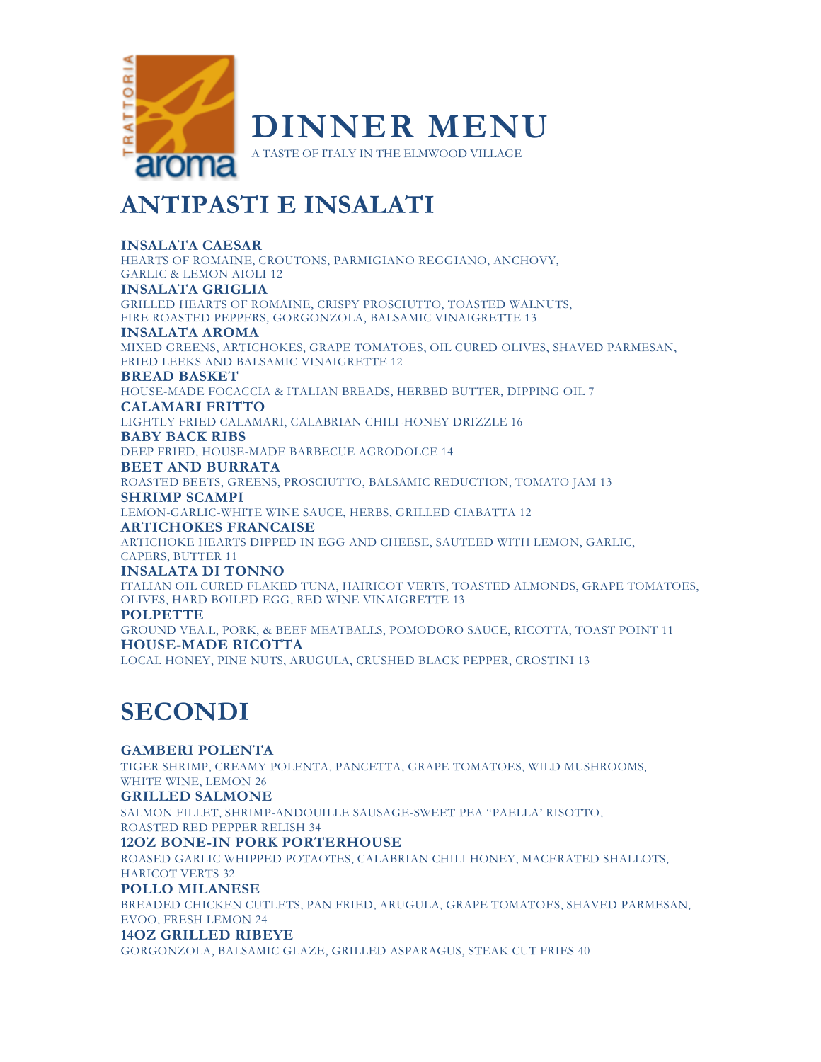TRATTORIA aroma

# DINNER MENU

A TASTE OF ITALY IN THE ELMWOOD VILLAGE

## ANTIPASTI E INSALATI

**INSALATA CAESAR**
HEARTS OF ROMAINE, CROUTONS, PARMIGIANO REGGIANO, ANCHOVY, GARLIC & LEMON AIOLI 12

**INSALATA GRIGLIA**
GRILLED HEARTS OF ROMAINE, CRISPY PROSCIUTTO, TOASTED WALNUTS, FIRE ROASTED PEPPERS, GORGONZOLA, BALSAMIC VINAIGRETTE 13

**INSALATA AROMA**
MIXED GREENS, ARTICHOKES, GRAPE TOMATOES, OIL CURED OLIVES, SHAVED PARMESAN, FRIED LEEKS AND BALSAMIC VINAIGRETTE 12

**BREAD BASKET**
HOUSE-MADE FOCACCIA & ITALIAN BREADS, HERBED BUTTER, DIPPING OIL 7

**CALAMARI FRITTO**
LIGHTLY FRIED CALAMARI, CALABRIAN CHILI-HONEY DRIZZLE 16

**BABY BACK RIBS**
DEEP FRIED, HOUSE-MADE BARBECUE AGRODOLCE 14

**BEET AND BURRATA**
ROASTED BEETS, GREENS, PROSCIUTTO, BALSAMIC REDUCTION, TOMATO JAM 13

**SHRIMP SCAMPI**
LEMON-GARLIC-WHITE WINE SAUCE, HERBS, GRILLED CIABATTA 12

**ARTICHOKES FRANCAISE**
ARTICHOKE HEARTS DIPPED IN EGG AND CHEESE, SAUTEED WITH LEMON, GARLIC, CAPERS, BUTTER 11

**INSALATA DI TONNO**
ITALIAN OIL CURED FLAKED TUNA, HAIRICOT VERTS, TOASTED ALMONDS, GRAPE TOMATOES, OLIVES, HARD BOILED EGG, RED WINE VINAIGRETTE 13

**POLPETTE**
GROUND VEA.L, PORK, & BEEF MEATBALLS, POMODORO SAUCE, RICOTTA, TOAST POINT 11

**HOUSE-MADE RICOTTA**
LOCAL HONEY, PINE NUTS, ARUGULA, CRUSHED BLACK PEPPER, CROSTINI 13

## SECONDI

**GAMBERI POLENTA**
TIGER SHRIMP, CREAMY POLENTA, PANCETTA, GRAPE TOMATOES, WILD MUSHROOMS, WHITE WINE, LEMON 26

**GRILLED SALMONE**
SALMON FILLET, SHRIMP-ANDOUILLE SAUSAGE-SWEET PEA "PAELLA' RISOTTO, ROASTED RED PEPPER RELISH 34

**12OZ BONE-IN PORK PORTERHOUSE**
ROASED GARLIC WHIPPED POTAOTES, CALABRIAN CHILI HONEY, MACERATED SHALLOTS, HARICOT VERTS 32

**POLLO MILANESE**
BREADED CHICKEN CUTLETS, PAN FRIED, ARUGULA, GRAPE TOMATOES, SHAVED PARMESAN, EVOO, FRESH LEMON 24

**14OZ GRILLED RIBEYE**
GORGONZOLA, BALSAMIC GLAZE, GRILLED ASPARAGUS, STEAK CUT FRIES 40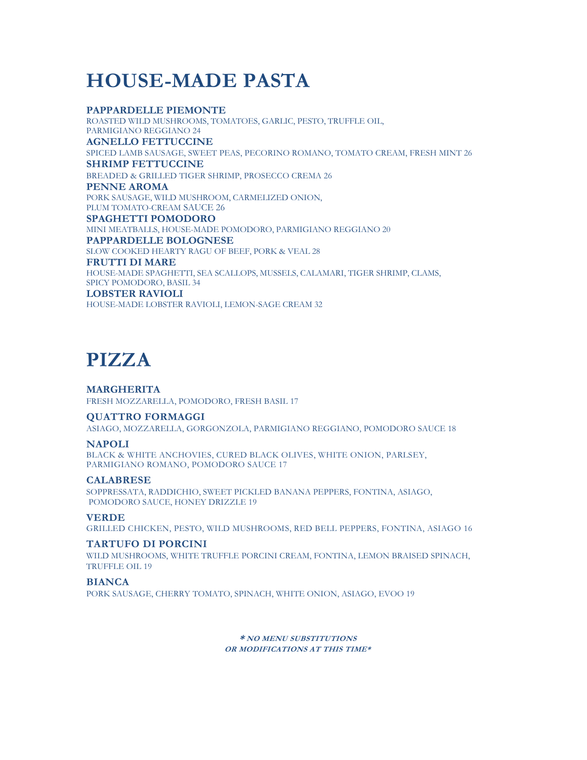# HOUSE-MADE PASTA

**PAPPARDELLE PIEMONTE**
ROASTED WILD MUSHROOMS, TOMATOES, GARLIC, PESTO, TRUFFLE OIL, PARMIGIANO REGGIANO 24

**AGNELLO FETTUCCINE**
SPICED LAMB SAUSAGE, SWEET PEAS, PECORINO ROMANO, TOMATO CREAM, FRESH MINT 26

**SHRIMP FETTUCCINE**
BREADED & GRILLED TIGER SHRIMP, PROSECCO CREMA 26

**PENNE AROMA**
PORK SAUSAGE, WILD MUSHROOM, CARMELIZED ONION, PLUM TOMATO-CREAM SAUCE 26

**SPAGHETTI POMODORO**
MINI MEATBALLS, HOUSE-MADE POMODORO, PARMIGIANO REGGIANO 20

**PAPPARDELLE BOLOGNESE**
SLOW COOKED HEARTY RAGU OF BEEF, PORK & VEAL 28

**FRUTTI DI MARE**
HOUSE-MADE SPAGHETTI, SEA SCALLOPS, MUSSELS, CALAMARI, TIGER SHRIMP, CLAMS, SPICY POMODORO, BASIL 34

**LOBSTER RAVIOLI**
HOUSE-MADE LOBSTER RAVIOLI, LEMON-SAGE CREAM 32

# PIZZA

**MARGHERITA**
FRESH MOZZARELLA, POMODORO, FRESH BASIL 17

**QUATTRO FORMAGGI**
ASIAGO, MOZZARELLA, GORGONZOLA, PARMIGIANO REGGIANO, POMODORO SAUCE 18

**NAPOLI**
BLACK & WHITE ANCHOVIES, CURED BLACK OLIVES, WHITE ONION, PARLSEY, PARMIGIANO ROMANO, POMODORO SAUCE 17

**CALABRESE**
SOPPRESSATA, RADDICHIO, SWEET PICKLED BANANA PEPPERS, FONTINA, ASIAGO, POMODORO SAUCE, HONEY DRIZZLE 19

**VERDE**
GRILLED CHICKEN, PESTO, WILD MUSHROOMS, RED BELL PEPPERS, FONTINA, ASIAGO 16

**TARTUFO DI PORCINI**
WILD MUSHROOMS, WHITE TRUFFLE PORCINI CREAM, FONTINA, LEMON BRAISED SPINACH, TRUFFLE OIL 19

**BIANCA**
PORK SAUSAGE, CHERRY TOMATO, SPINACH, WHITE ONION, ASIAGO, EVOO 19

***\* NO MENU SUBSTITUTIONS OR MODIFICATIONS AT THIS TIME\****